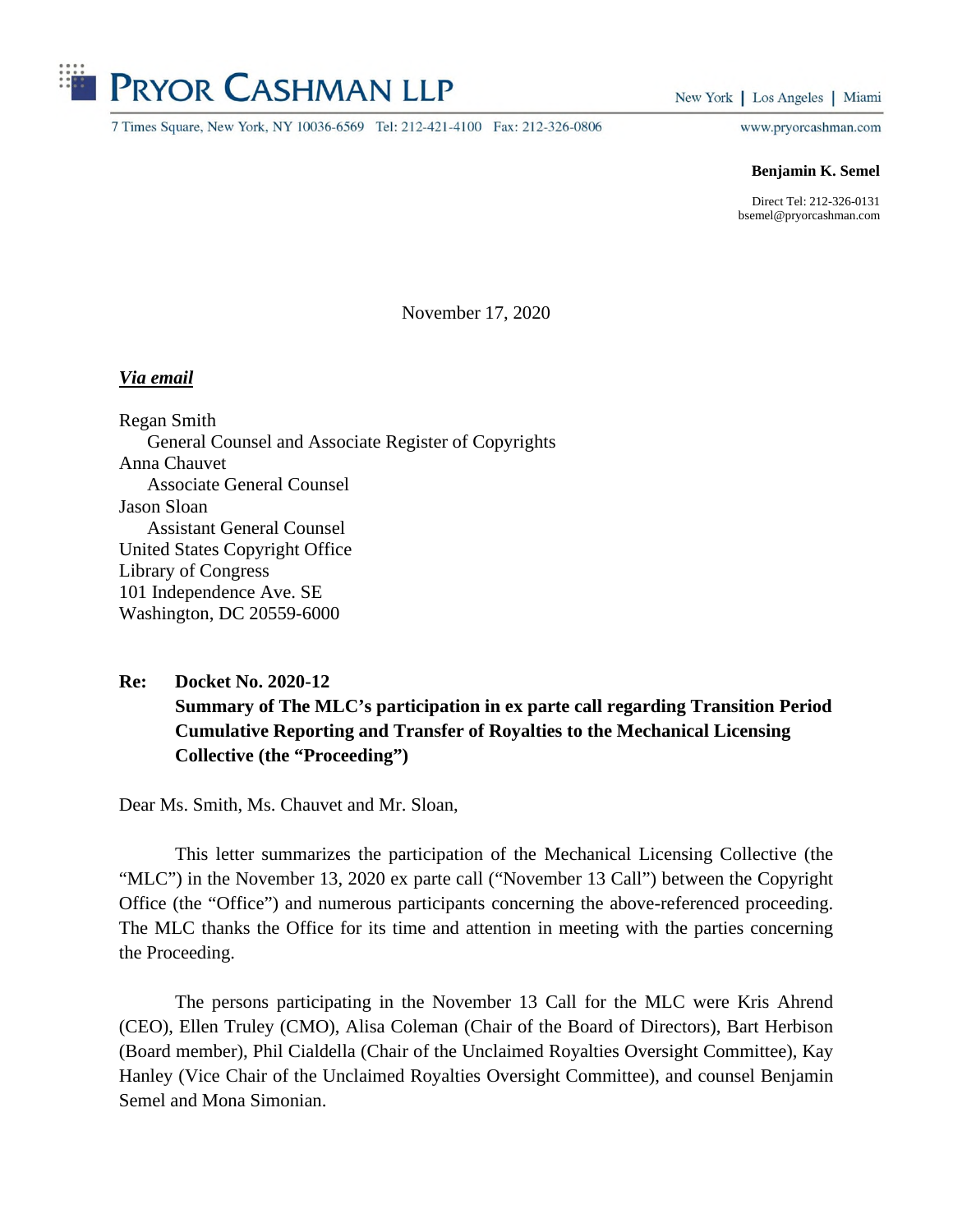**PRYOR CASHMAN LLP**

New York | Los Angeles | Miami

7 Times Square, New York, NY 10036-6569 Tel: 212-421-4100 Fax: 212-326-0806

www.pryorcashman.com

**Benjamin K. Semel**

Direct Tel: 212-326-0131
bsemel@pryorcashman.com

November 17, 2020

***Via email***

Regan Smith
General Counsel and Associate Register of Copyrights
Anna Chauvet
Associate General Counsel
Jason Sloan
Assistant General Counsel
United States Copyright Office
Library of Congress
101 Independence Ave. SE
Washington, DC 20559-6000

**Re: Docket No. 2020-12**
**Summary of The MLC's participation in ex parte call regarding Transition Period Cumulative Reporting and Transfer of Royalties to the Mechanical Licensing Collective (the "Proceeding")**

Dear Ms. Smith, Ms. Chauvet and Mr. Sloan,

This letter summarizes the participation of the Mechanical Licensing Collective (the "MLC") in the November 13, 2020 ex parte call ("November 13 Call") between the Copyright Office (the "Office") and numerous participants concerning the above-referenced proceeding. The MLC thanks the Office for its time and attention in meeting with the parties concerning the Proceeding.

The persons participating in the November 13 Call for the MLC were Kris Ahrend (CEO), Ellen Truley (CMO), Alisa Coleman (Chair of the Board of Directors), Bart Herbison (Board member), Phil Cialdella (Chair of the Unclaimed Royalties Oversight Committee), Kay Hanley (Vice Chair of the Unclaimed Royalties Oversight Committee), and counsel Benjamin Semel and Mona Simonian.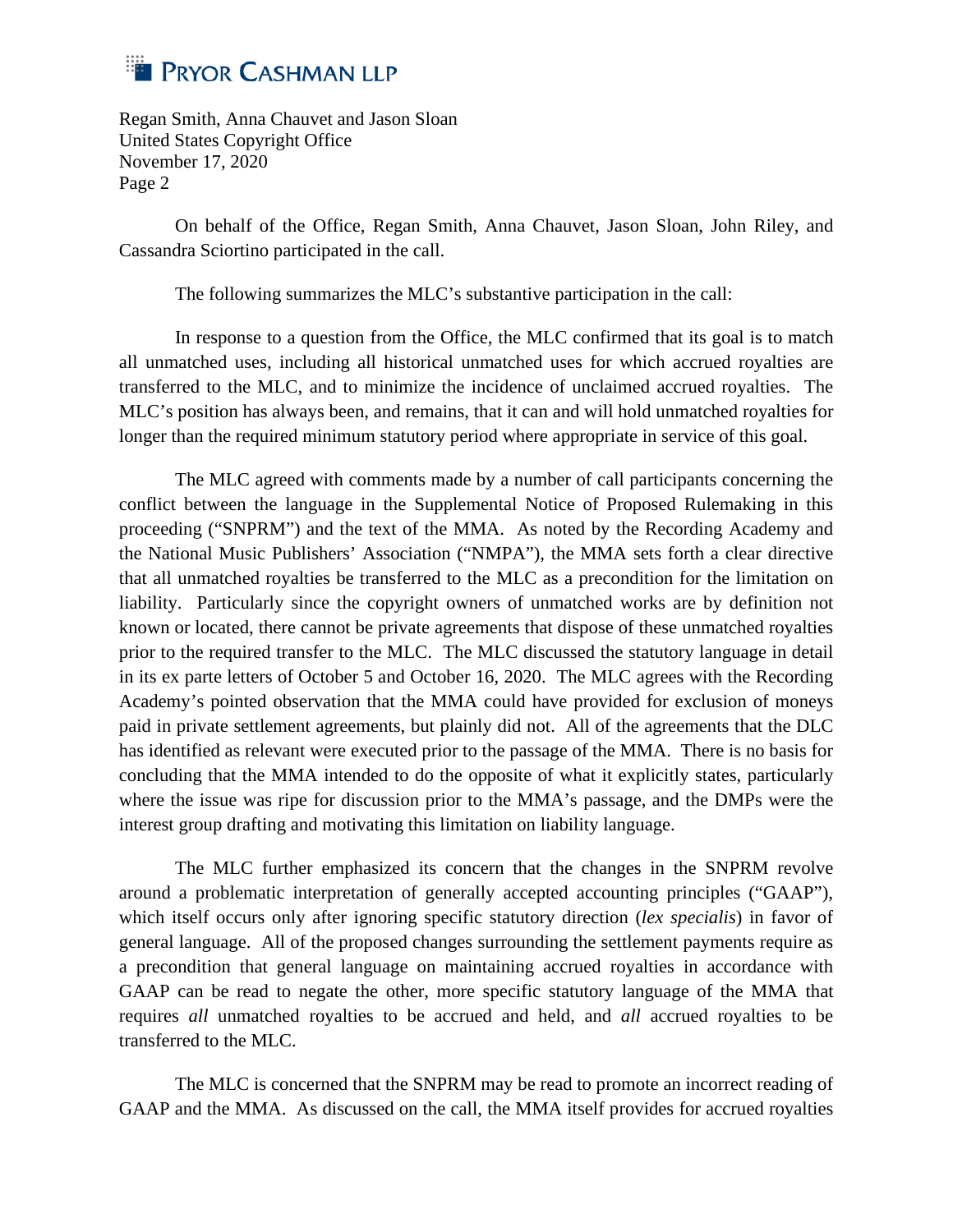On behalf of the Office, Regan Smith, Anna Chauvet, Jason Sloan, John Riley, and Cassandra Sciortino participated in the call.

The following summarizes the MLC's substantive participation in the call:

In response to a question from the Office, the MLC confirmed that its goal is to match all unmatched uses, including all historical unmatched uses for which accrued royalties are transferred to the MLC, and to minimize the incidence of unclaimed accrued royalties. The MLC's position has always been, and remains, that it can and will hold unmatched royalties for longer than the required minimum statutory period where appropriate in service of this goal.

The MLC agreed with comments made by a number of call participants concerning the conflict between the language in the Supplemental Notice of Proposed Rulemaking in this proceeding ("SNPRM") and the text of the MMA. As noted by the Recording Academy and the National Music Publishers' Association ("NMPA"), the MMA sets forth a clear directive that all unmatched royalties be transferred to the MLC as a precondition for the limitation on liability. Particularly since the copyright owners of unmatched works are by definition not known or located, there cannot be private agreements that dispose of these unmatched royalties prior to the required transfer to the MLC. The MLC discussed the statutory language in detail in its ex parte letters of October 5 and October 16, 2020. The MLC agrees with the Recording Academy's pointed observation that the MMA could have provided for exclusion of moneys paid in private settlement agreements, but plainly did not. All of the agreements that the DLC has identified as relevant were executed prior to the passage of the MMA. There is no basis for concluding that the MMA intended to do the opposite of what it explicitly states, particularly where the issue was ripe for discussion prior to the MMA's passage, and the DMPs were the interest group drafting and motivating this limitation on liability language.

The MLC further emphasized its concern that the changes in the SNPRM revolve around a problematic interpretation of generally accepted accounting principles ("GAAP"), which itself occurs only after ignoring specific statutory direction (*lex specialis*) in favor of general language. All of the proposed changes surrounding the settlement payments require as a precondition that general language on maintaining accrued royalties in accordance with GAAP can be read to negate the other, more specific statutory language of the MMA that requires *all* unmatched royalties to be accrued and held, and *all* accrued royalties to be transferred to the MLC.

The MLC is concerned that the SNPRM may be read to promote an incorrect reading of GAAP and the MMA. As discussed on the call, the MMA itself provides for accrued royalties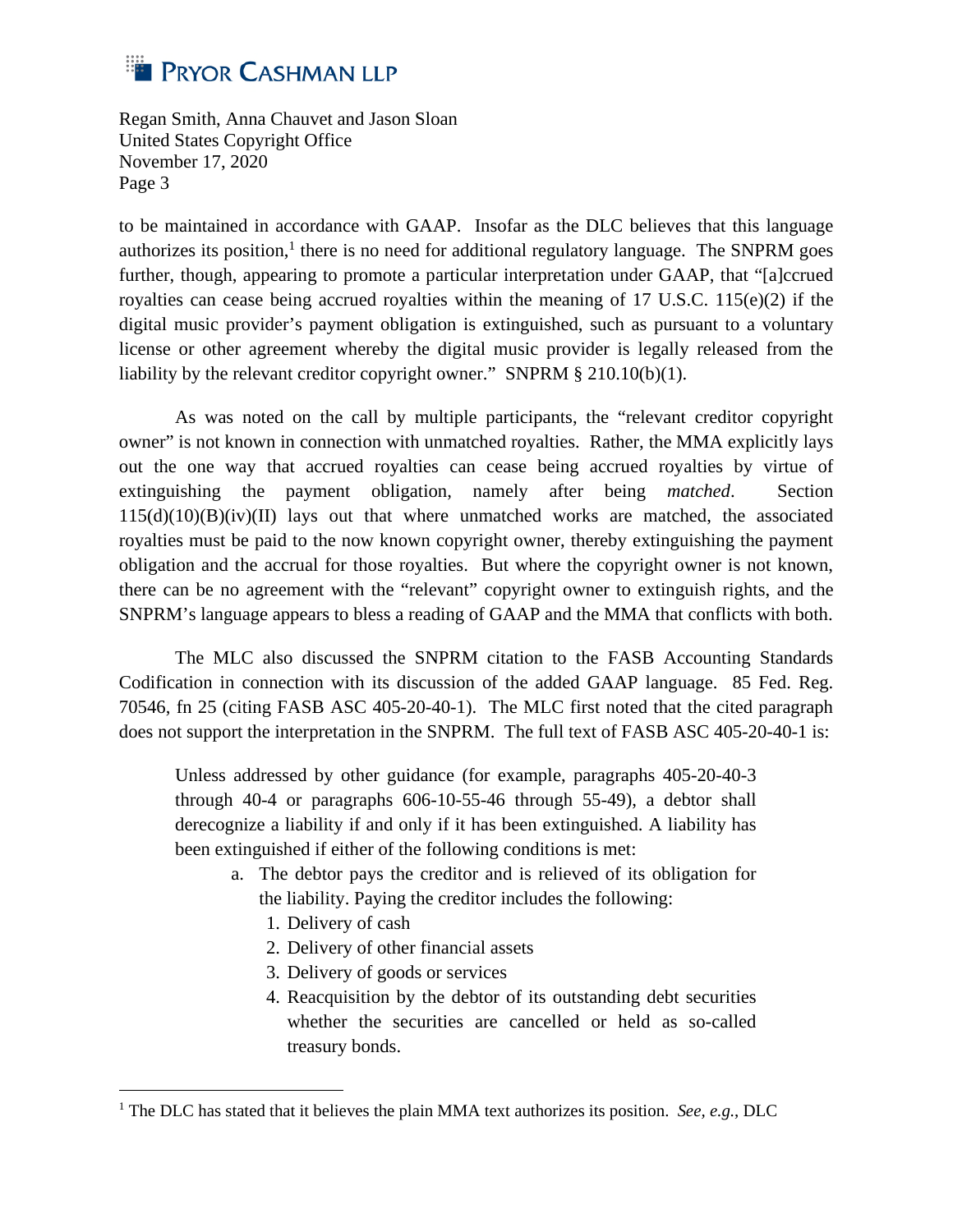to be maintained in accordance with GAAP. Insofar as the DLC believes that this language authorizes its position,[1] there is no need for additional regulatory language. The SNPRM goes further, though, appearing to promote a particular interpretation under GAAP, that "[a]ccrued royalties can cease being accrued royalties within the meaning of 17 U.S.C. 115(e)(2) if the digital music provider's payment obligation is extinguished, such as pursuant to a voluntary license or other agreement whereby the digital music provider is legally released from the liability by the relevant creditor copyright owner." SNPRM § 210.10(b)(1).

As was noted on the call by multiple participants, the "relevant creditor copyright owner" is not known in connection with unmatched royalties. Rather, the MMA explicitly lays out the one way that accrued royalties can cease being accrued royalties by virtue of extinguishing the payment obligation, namely after being *matched*. Section 115(d)(10)(B)(iv)(II) lays out that where unmatched works are matched, the associated royalties must be paid to the now known copyright owner, thereby extinguishing the payment obligation and the accrual for those royalties. But where the copyright owner is not known, there can be no agreement with the "relevant" copyright owner to extinguish rights, and the SNPRM's language appears to bless a reading of GAAP and the MMA that conflicts with both.

The MLC also discussed the SNPRM citation to the FASB Accounting Standards Codification in connection with its discussion of the added GAAP language. 85 Fed. Reg. 70546, fn 25 (citing FASB ASC 405-20-40-1). The MLC first noted that the cited paragraph does not support the interpretation in the SNPRM. The full text of FASB ASC 405-20-40-1 is:

> Unless addressed by other guidance (for example, paragraphs 405-20-40-3 through 40-4 or paragraphs 606-10-55-46 through 55-49), a debtor shall derecognize a liability if and only if it has been extinguished. A liability has been extinguished if either of the following conditions is met:
>
> a. The debtor pays the creditor and is relieved of its obligation for the liability. Paying the creditor includes the following:
>    1. Delivery of cash
>    2. Delivery of other financial assets
>    3. Delivery of goods or services
>    4. Reacquisition by the debtor of its outstanding debt securities whether the securities are cancelled or held as so-called treasury bonds.

---

[1] The DLC has stated that it believes the plain MMA text authorizes its position. *See, e.g.*, DLC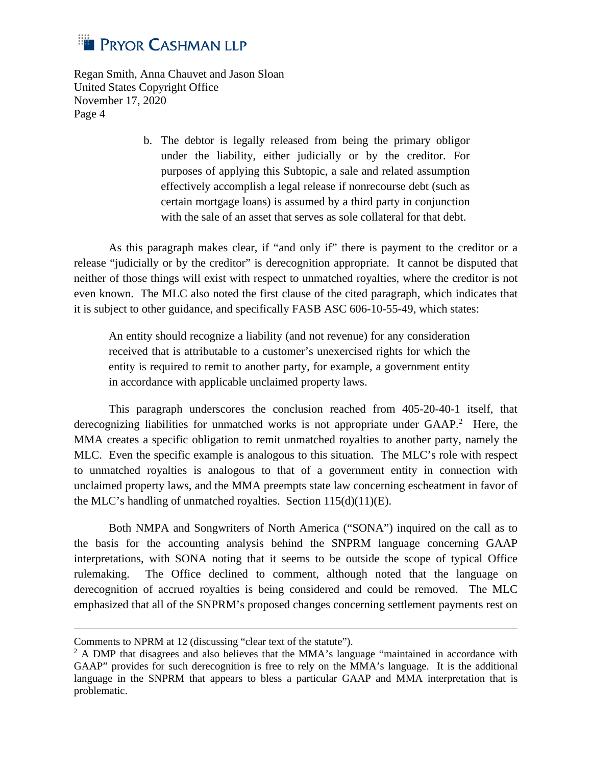> b. The debtor is legally released from being the primary obligor under the liability, either judicially or by the creditor. For purposes of applying this Subtopic, a sale and related assumption effectively accomplish a legal release if nonrecourse debt (such as certain mortgage loans) is assumed by a third party in conjunction with the sale of an asset that serves as sole collateral for that debt.

As this paragraph makes clear, if "and only if" there is payment to the creditor or a release "judicially or by the creditor" is derecognition appropriate. It cannot be disputed that neither of those things will exist with respect to unmatched royalties, where the creditor is not even known. The MLC also noted the first clause of the cited paragraph, which indicates that it is subject to other guidance, and specifically FASB ASC 606-10-55-49, which states:

> An entity should recognize a liability (and not revenue) for any consideration received that is attributable to a customer's unexercised rights for which the entity is required to remit to another party, for example, a government entity in accordance with applicable unclaimed property laws.

This paragraph underscores the conclusion reached from 405-20-40-1 itself, that derecognizing liabilities for unmatched works is not appropriate under GAAP.[2] Here, the MMA creates a specific obligation to remit unmatched royalties to another party, namely the MLC. Even the specific example is analogous to this situation. The MLC's role with respect to unmatched royalties is analogous to that of a government entity in connection with unclaimed property laws, and the MMA preempts state law concerning escheatment in favor of the MLC's handling of unmatched royalties. Section 115(d)(11)(E).

Both NMPA and Songwriters of North America ("SONA") inquired on the call as to the basis for the accounting analysis behind the SNPRM language concerning GAAP interpretations, with SONA noting that it seems to be outside the scope of typical Office rulemaking. The Office declined to comment, although noted that the language on derecognition of accrued royalties is being considered and could be removed. The MLC emphasized that all of the SNPRM's proposed changes concerning settlement payments rest on

---

Comments to NPRM at 12 (discussing "clear text of the statute").

[2] A DMP that disagrees and also believes that the MMA's language "maintained in accordance with GAAP" provides for such derecognition is free to rely on the MMA's language. It is the additional language in the SNPRM that appears to bless a particular GAAP and MMA interpretation that is problematic.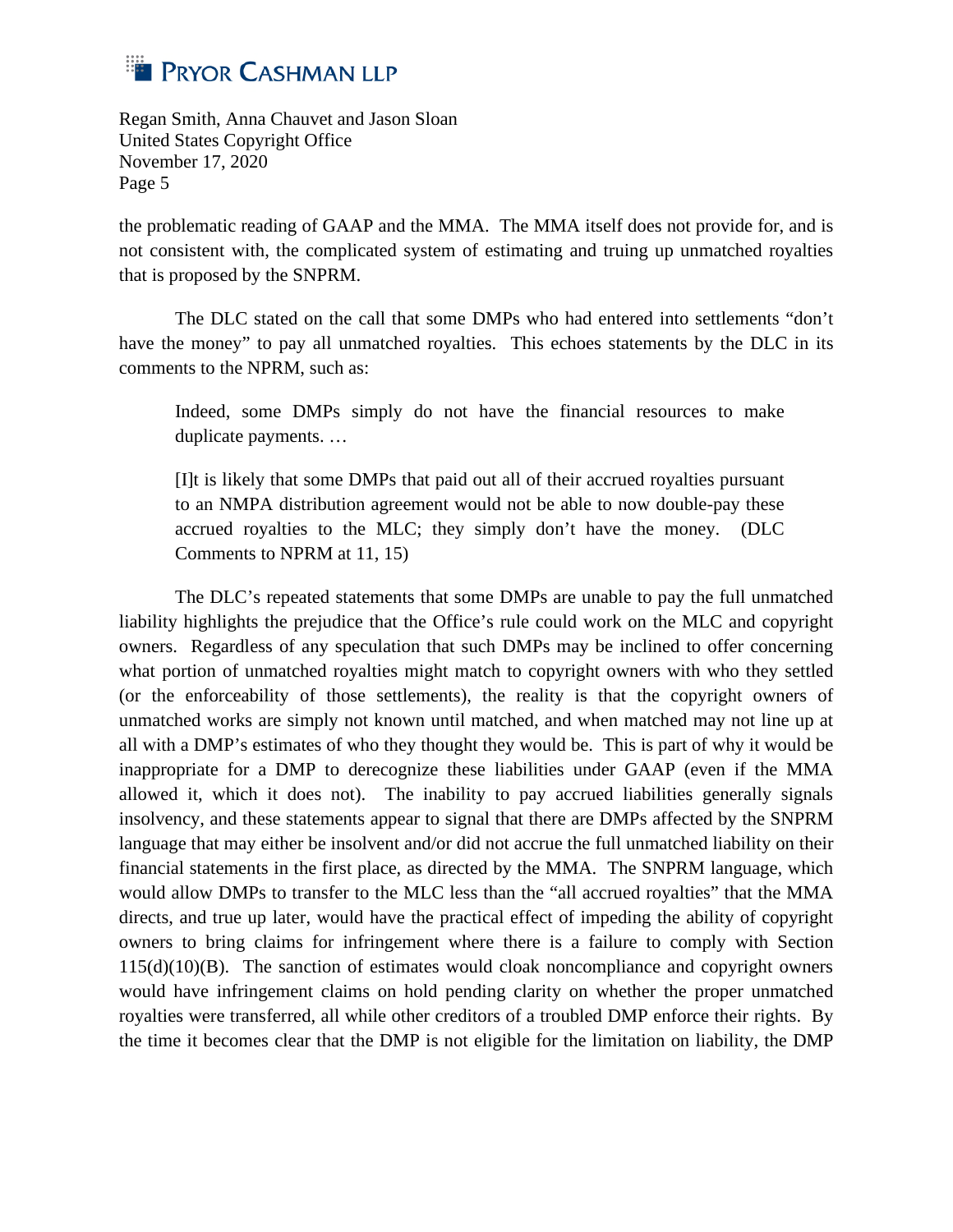the problematic reading of GAAP and the MMA. The MMA itself does not provide for, and is not consistent with, the complicated system of estimating and truing up unmatched royalties that is proposed by the SNPRM.

The DLC stated on the call that some DMPs who had entered into settlements "don't have the money" to pay all unmatched royalties. This echoes statements by the DLC in its comments to the NPRM, such as:

> Indeed, some DMPs simply do not have the financial resources to make duplicate payments. …
>
> [I]t is likely that some DMPs that paid out all of their accrued royalties pursuant to an NMPA distribution agreement would not be able to now double-pay these accrued royalties to the MLC; they simply don't have the money. (DLC Comments to NPRM at 11, 15)

The DLC's repeated statements that some DMPs are unable to pay the full unmatched liability highlights the prejudice that the Office's rule could work on the MLC and copyright owners. Regardless of any speculation that such DMPs may be inclined to offer concerning what portion of unmatched royalties might match to copyright owners with who they settled (or the enforceability of those settlements), the reality is that the copyright owners of unmatched works are simply not known until matched, and when matched may not line up at all with a DMP's estimates of who they thought they would be. This is part of why it would be inappropriate for a DMP to derecognize these liabilities under GAAP (even if the MMA allowed it, which it does not). The inability to pay accrued liabilities generally signals insolvency, and these statements appear to signal that there are DMPs affected by the SNPRM language that may either be insolvent and/or did not accrue the full unmatched liability on their financial statements in the first place, as directed by the MMA. The SNPRM language, which would allow DMPs to transfer to the MLC less than the "all accrued royalties" that the MMA directs, and true up later, would have the practical effect of impeding the ability of copyright owners to bring claims for infringement where there is a failure to comply with Section 115(d)(10)(B). The sanction of estimates would cloak noncompliance and copyright owners would have infringement claims on hold pending clarity on whether the proper unmatched royalties were transferred, all while other creditors of a troubled DMP enforce their rights. By the time it becomes clear that the DMP is not eligible for the limitation on liability, the DMP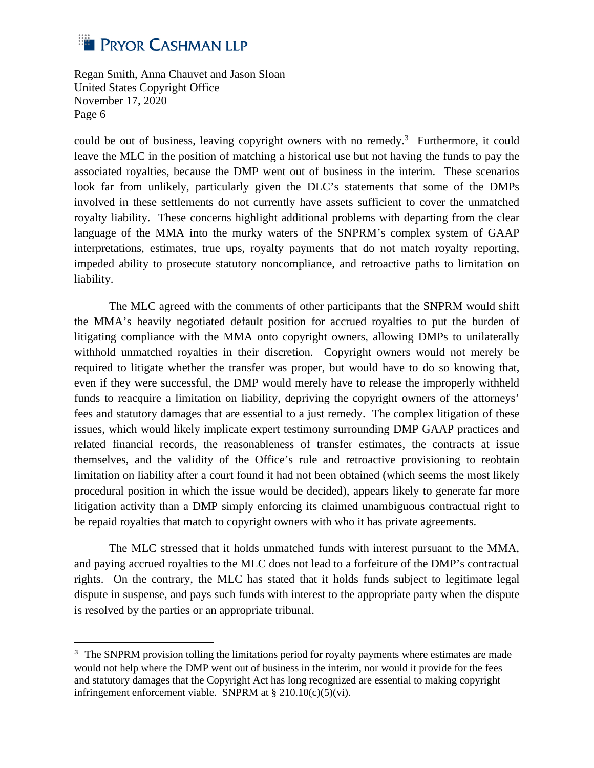could be out of business, leaving copyright owners with no remedy.[3] Furthermore, it could leave the MLC in the position of matching a historical use but not having the funds to pay the associated royalties, because the DMP went out of business in the interim. These scenarios look far from unlikely, particularly given the DLC's statements that some of the DMPs involved in these settlements do not currently have assets sufficient to cover the unmatched royalty liability. These concerns highlight additional problems with departing from the clear language of the MMA into the murky waters of the SNPRM's complex system of GAAP interpretations, estimates, true ups, royalty payments that do not match royalty reporting, impeded ability to prosecute statutory noncompliance, and retroactive paths to limitation on liability.

The MLC agreed with the comments of other participants that the SNPRM would shift the MMA's heavily negotiated default position for accrued royalties to put the burden of litigating compliance with the MMA onto copyright owners, allowing DMPs to unilaterally withhold unmatched royalties in their discretion. Copyright owners would not merely be required to litigate whether the transfer was proper, but would have to do so knowing that, even if they were successful, the DMP would merely have to release the improperly withheld funds to reacquire a limitation on liability, depriving the copyright owners of the attorneys' fees and statutory damages that are essential to a just remedy. The complex litigation of these issues, which would likely implicate expert testimony surrounding DMP GAAP practices and related financial records, the reasonableness of transfer estimates, the contracts at issue themselves, and the validity of the Office's rule and retroactive provisioning to reobtain limitation on liability after a court found it had not been obtained (which seems the most likely procedural position in which the issue would be decided), appears likely to generate far more litigation activity than a DMP simply enforcing its claimed unambiguous contractual right to be repaid royalties that match to copyright owners with who it has private agreements.

The MLC stressed that it holds unmatched funds with interest pursuant to the MMA, and paying accrued royalties to the MLC does not lead to a forfeiture of the DMP's contractual rights. On the contrary, the MLC has stated that it holds funds subject to legitimate legal dispute in suspense, and pays such funds with interest to the appropriate party when the dispute is resolved by the parties or an appropriate tribunal.

---

[3] The SNPRM provision tolling the limitations period for royalty payments where estimates are made would not help where the DMP went out of business in the interim, nor would it provide for the fees and statutory damages that the Copyright Act has long recognized are essential to making copyright infringement enforcement viable. SNPRM at § 210.10(c)(5)(vi).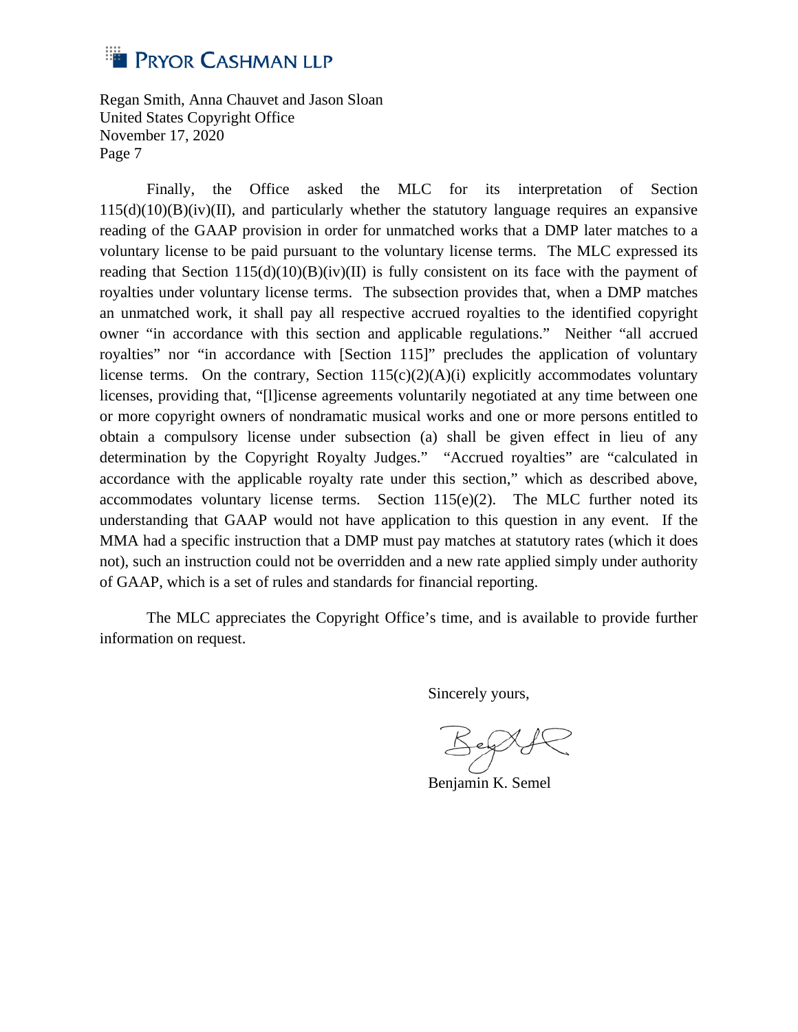Finally, the Office asked the MLC for its interpretation of Section 115(d)(10)(B)(iv)(II), and particularly whether the statutory language requires an expansive reading of the GAAP provision in order for unmatched works that a DMP later matches to a voluntary license to be paid pursuant to the voluntary license terms. The MLC expressed its reading that Section 115(d)(10)(B)(iv)(II) is fully consistent on its face with the payment of royalties under voluntary license terms. The subsection provides that, when a DMP matches an unmatched work, it shall pay all respective accrued royalties to the identified copyright owner "in accordance with this section and applicable regulations." Neither "all accrued royalties" nor "in accordance with [Section 115]" precludes the application of voluntary license terms. On the contrary, Section 115(c)(2)(A)(i) explicitly accommodates voluntary licenses, providing that, "[l]icense agreements voluntarily negotiated at any time between one or more copyright owners of nondramatic musical works and one or more persons entitled to obtain a compulsory license under subsection (a) shall be given effect in lieu of any determination by the Copyright Royalty Judges." "Accrued royalties" are "calculated in accordance with the applicable royalty rate under this section," which as described above, accommodates voluntary license terms. Section 115(e)(2). The MLC further noted its understanding that GAAP would not have application to this question in any event. If the MMA had a specific instruction that a DMP must pay matches at statutory rates (which it does not), such an instruction could not be overridden and a new rate applied simply under authority of GAAP, which is a set of rules and standards for financial reporting.

The MLC appreciates the Copyright Office's time, and is available to provide further information on request.

Sincerely yours,

Benjamin K. Semel